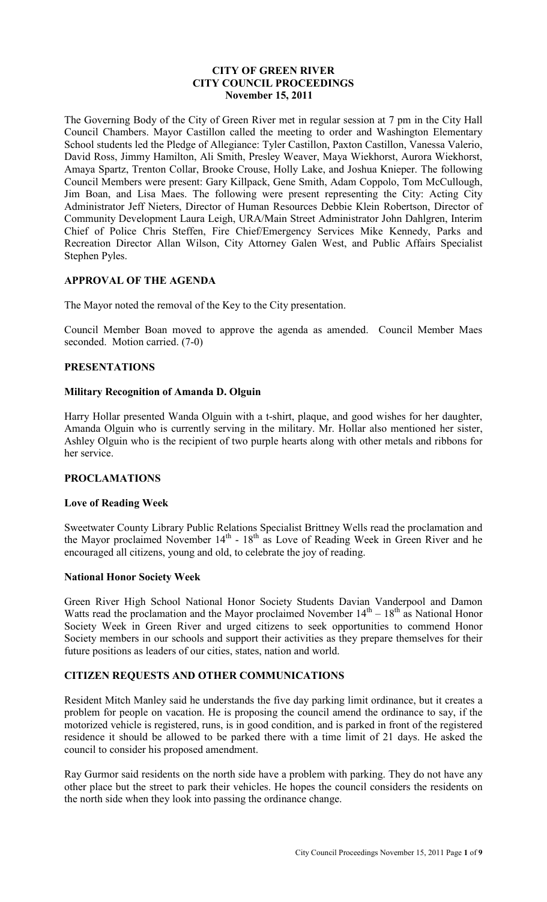# CITY OF GREEN RIVER
# CITY COUNCIL PROCEEDINGS
# November 15, 2011

The Governing Body of the City of Green River met in regular session at 7 pm in the City Hall Council Chambers. Mayor Castillon called the meeting to order and Washington Elementary School students led the Pledge of Allegiance: Tyler Castillon, Paxton Castillon, Vanessa Valerio, David Ross, Jimmy Hamilton, Ali Smith, Presley Weaver, Maya Wiekhorst, Aurora Wiekhorst, Amaya Spartz, Trenton Collar, Brooke Crouse, Holly Lake, and Joshua Knieper. The following Council Members were present: Gary Killpack, Gene Smith, Adam Coppolo, Tom McCullough, Jim Boan, and Lisa Maes. The following were present representing the City: Acting City Administrator Jeff Nieters, Director of Human Resources Debbie Klein Robertson, Director of Community Development Laura Leigh, URA/Main Street Administrator John Dahlgren, Interim Chief of Police Chris Steffen, Fire Chief/Emergency Services Mike Kennedy, Parks and Recreation Director Allan Wilson, City Attorney Galen West, and Public Affairs Specialist Stephen Pyles.

## APPROVAL OF THE AGENDA

The Mayor noted the removal of the Key to the City presentation.

Council Member Boan moved to approve the agenda as amended. Council Member Maes seconded. Motion carried. (7-0)

## PRESENTATIONS

### Military Recognition of Amanda D. Olguin

Harry Hollar presented Wanda Olguin with a t-shirt, plaque, and good wishes for her daughter, Amanda Olguin who is currently serving in the military. Mr. Hollar also mentioned her sister, Ashley Olguin who is the recipient of two purple hearts along with other metals and ribbons for her service.

## PROCLAMATIONS

### Love of Reading Week

Sweetwater County Library Public Relations Specialist Brittney Wells read the proclamation and the Mayor proclaimed November 14th - 18th as Love of Reading Week in Green River and he encouraged all citizens, young and old, to celebrate the joy of reading.

### National Honor Society Week

Green River High School National Honor Society Students Davian Vanderpool and Damon Watts read the proclamation and the Mayor proclaimed November 14th – 18th as National Honor Society Week in Green River and urged citizens to seek opportunities to commend Honor Society members in our schools and support their activities as they prepare themselves for their future positions as leaders of our cities, states, nation and world.

## CITIZEN REQUESTS AND OTHER COMMUNICATIONS

Resident Mitch Manley said he understands the five day parking limit ordinance, but it creates a problem for people on vacation. He is proposing the council amend the ordinance to say, if the motorized vehicle is registered, runs, is in good condition, and is parked in front of the registered residence it should be allowed to be parked there with a time limit of 21 days. He asked the council to consider his proposed amendment.

Ray Gurmor said residents on the north side have a problem with parking. They do not have any other place but the street to park their vehicles. He hopes the council considers the residents on the north side when they look into passing the ordinance change.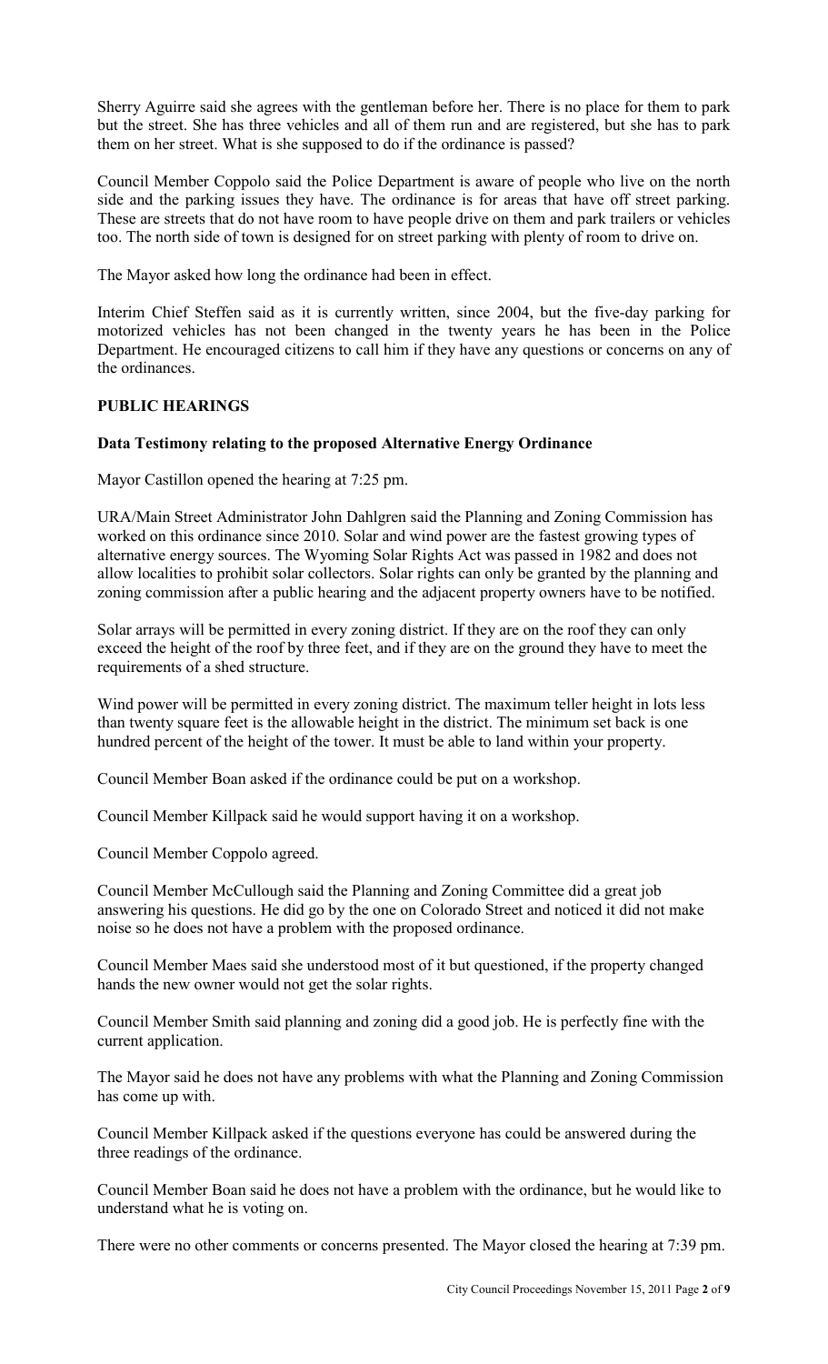Sherry Aguirre said she agrees with the gentleman before her. There is no place for them to park but the street. She has three vehicles and all of them run and are registered, but she has to park them on her street. What is she supposed to do if the ordinance is passed?

Council Member Coppolo said the Police Department is aware of people who live on the north side and the parking issues they have. The ordinance is for areas that have off street parking. These are streets that do not have room to have people drive on them and park trailers or vehicles too. The north side of town is designed for on street parking with plenty of room to drive on.

The Mayor asked how long the ordinance had been in effect.

Interim Chief Steffen said as it is currently written, since 2004, but the five-day parking for motorized vehicles has not been changed in the twenty years he has been in the Police Department. He encouraged citizens to call him if they have any questions or concerns on any of the ordinances.

**PUBLIC HEARINGS**

**Data Testimony relating to the proposed Alternative Energy Ordinance**

Mayor Castillon opened the hearing at 7:25 pm.

URA/Main Street Administrator John Dahlgren said the Planning and Zoning Commission has worked on this ordinance since 2010. Solar and wind power are the fastest growing types of alternative energy sources. The Wyoming Solar Rights Act was passed in 1982 and does not allow localities to prohibit solar collectors. Solar rights can only be granted by the planning and zoning commission after a public hearing and the adjacent property owners have to be notified.

Solar arrays will be permitted in every zoning district. If they are on the roof they can only exceed the height of the roof by three feet, and if they are on the ground they have to meet the requirements of a shed structure.

Wind power will be permitted in every zoning district. The maximum teller height in lots less than twenty square feet is the allowable height in the district. The minimum set back is one hundred percent of the height of the tower. It must be able to land within your property.

Council Member Boan asked if the ordinance could be put on a workshop.

Council Member Killpack said he would support having it on a workshop.

Council Member Coppolo agreed.

Council Member McCullough said the Planning and Zoning Committee did a great job answering his questions. He did go by the one on Colorado Street and noticed it did not make noise so he does not have a problem with the proposed ordinance.

Council Member Maes said she understood most of it but questioned, if the property changed hands the new owner would not get the solar rights.

Council Member Smith said planning and zoning did a good job. He is perfectly fine with the current application.

The Mayor said he does not have any problems with what the Planning and Zoning Commission has come up with.

Council Member Killpack asked if the questions everyone has could be answered during the three readings of the ordinance.

Council Member Boan said he does not have a problem with the ordinance, but he would like to understand what he is voting on.

There were no other comments or concerns presented. The Mayor closed the hearing at 7:39 pm.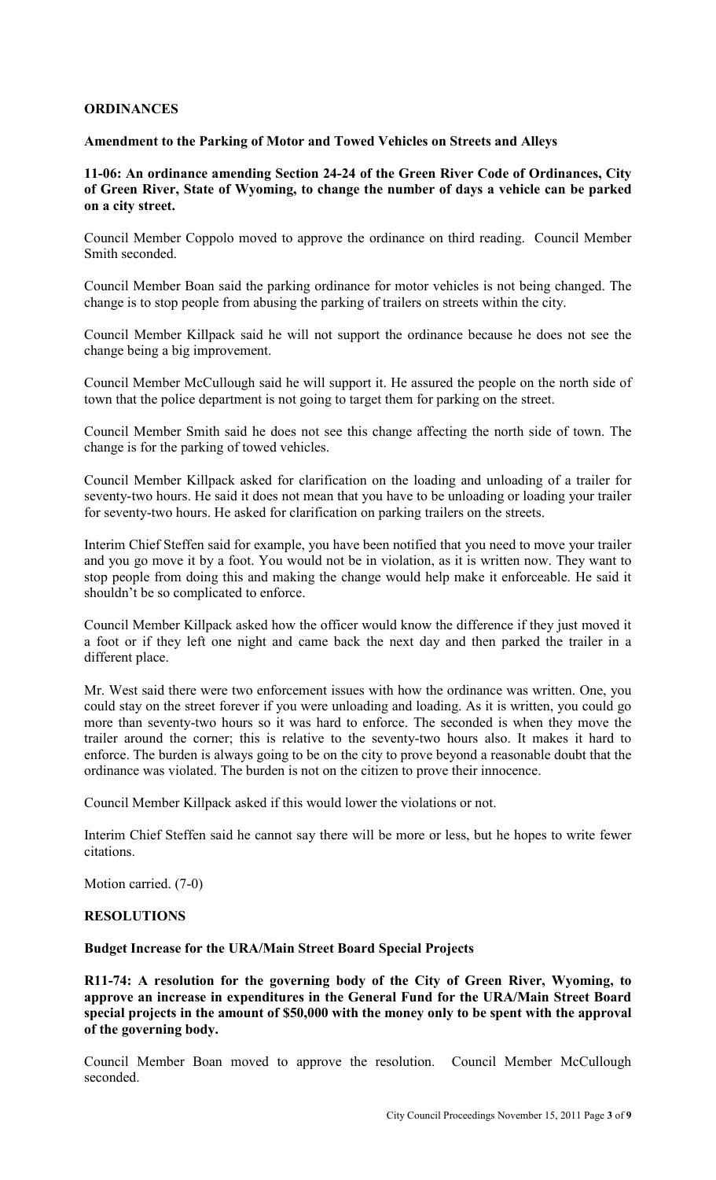## ORDINANCES

### Amendment to the Parking of Motor and Towed Vehicles on Streets and Alleys

**11-06: An ordinance amending Section 24-24 of the Green River Code of Ordinances, City of Green River, State of Wyoming, to change the number of days a vehicle can be parked on a city street.**

Council Member Coppolo moved to approve the ordinance on third reading. Council Member Smith seconded.

Council Member Boan said the parking ordinance for motor vehicles is not being changed. The change is to stop people from abusing the parking of trailers on streets within the city.

Council Member Killpack said he will not support the ordinance because he does not see the change being a big improvement.

Council Member McCullough said he will support it. He assured the people on the north side of town that the police department is not going to target them for parking on the street.

Council Member Smith said he does not see this change affecting the north side of town. The change is for the parking of towed vehicles.

Council Member Killpack asked for clarification on the loading and unloading of a trailer for seventy-two hours. He said it does not mean that you have to be unloading or loading your trailer for seventy-two hours. He asked for clarification on parking trailers on the streets.

Interim Chief Steffen said for example, you have been notified that you need to move your trailer and you go move it by a foot. You would not be in violation, as it is written now. They want to stop people from doing this and making the change would help make it enforceable. He said it shouldn't be so complicated to enforce.

Council Member Killpack asked how the officer would know the difference if they just moved it a foot or if they left one night and came back the next day and then parked the trailer in a different place.

Mr. West said there were two enforcement issues with how the ordinance was written. One, you could stay on the street forever if you were unloading and loading. As it is written, you could go more than seventy-two hours so it was hard to enforce. The seconded is when they move the trailer around the corner; this is relative to the seventy-two hours also. It makes it hard to enforce. The burden is always going to be on the city to prove beyond a reasonable doubt that the ordinance was violated. The burden is not on the citizen to prove their innocence.

Council Member Killpack asked if this would lower the violations or not.

Interim Chief Steffen said he cannot say there will be more or less, but he hopes to write fewer citations.

Motion carried. (7-0)

## RESOLUTIONS

### Budget Increase for the URA/Main Street Board Special Projects

**R11-74: A resolution for the governing body of the City of Green River, Wyoming, to approve an increase in expenditures in the General Fund for the URA/Main Street Board special projects in the amount of $50,000 with the money only to be spent with the approval of the governing body.**

Council Member Boan moved to approve the resolution. Council Member McCullough seconded.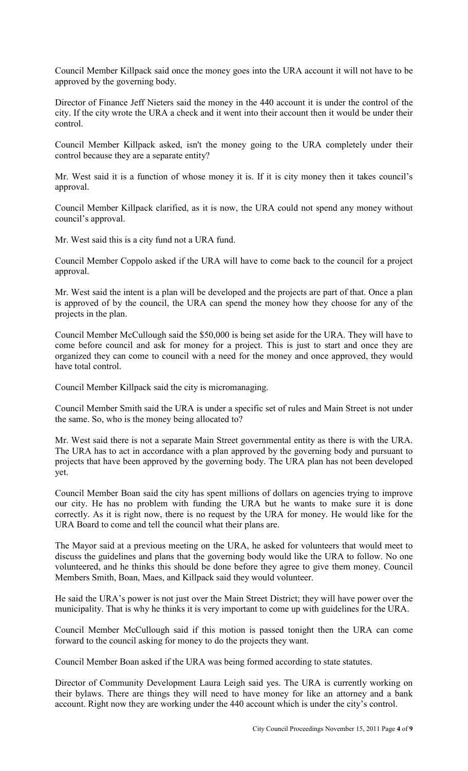Council Member Killpack said once the money goes into the URA account it will not have to be approved by the governing body.

Director of Finance Jeff Nieters said the money in the 440 account it is under the control of the city. If the city wrote the URA a check and it went into their account then it would be under their control.

Council Member Killpack asked, isn't the money going to the URA completely under their control because they are a separate entity?

Mr. West said it is a function of whose money it is. If it is city money then it takes council's approval.

Council Member Killpack clarified, as it is now, the URA could not spend any money without council's approval.

Mr. West said this is a city fund not a URA fund.

Council Member Coppolo asked if the URA will have to come back to the council for a project approval.

Mr. West said the intent is a plan will be developed and the projects are part of that. Once a plan is approved of by the council, the URA can spend the money how they choose for any of the projects in the plan.

Council Member McCullough said the $50,000 is being set aside for the URA. They will have to come before council and ask for money for a project. This is just to start and once they are organized they can come to council with a need for the money and once approved, they would have total control.

Council Member Killpack said the city is micromanaging.

Council Member Smith said the URA is under a specific set of rules and Main Street is not under the same. So, who is the money being allocated to?

Mr. West said there is not a separate Main Street governmental entity as there is with the URA. The URA has to act in accordance with a plan approved by the governing body and pursuant to projects that have been approved by the governing body. The URA plan has not been developed yet.

Council Member Boan said the city has spent millions of dollars on agencies trying to improve our city. He has no problem with funding the URA but he wants to make sure it is done correctly. As it is right now, there is no request by the URA for money. He would like for the URA Board to come and tell the council what their plans are.

The Mayor said at a previous meeting on the URA, he asked for volunteers that would meet to discuss the guidelines and plans that the governing body would like the URA to follow. No one volunteered, and he thinks this should be done before they agree to give them money. Council Members Smith, Boan, Maes, and Killpack said they would volunteer.

He said the URA's power is not just over the Main Street District; they will have power over the municipality. That is why he thinks it is very important to come up with guidelines for the URA.

Council Member McCullough said if this motion is passed tonight then the URA can come forward to the council asking for money to do the projects they want.

Council Member Boan asked if the URA was being formed according to state statutes.

Director of Community Development Laura Leigh said yes. The URA is currently working on their bylaws. There are things they will need to have money for like an attorney and a bank account. Right now they are working under the 440 account which is under the city's control.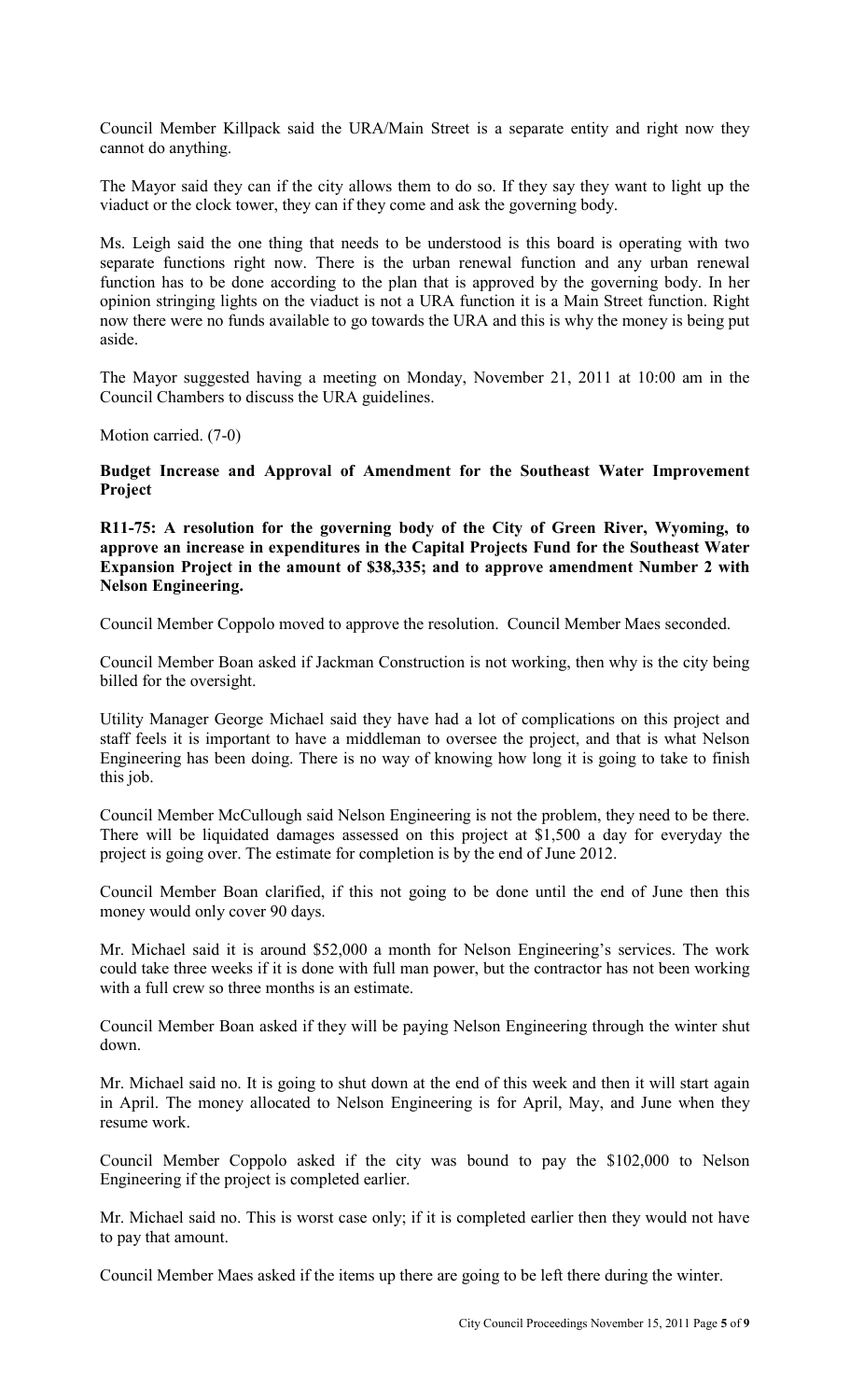Council Member Killpack said the URA/Main Street is a separate entity and right now they cannot do anything.

The Mayor said they can if the city allows them to do so. If they say they want to light up the viaduct or the clock tower, they can if they come and ask the governing body.

Ms. Leigh said the one thing that needs to be understood is this board is operating with two separate functions right now. There is the urban renewal function and any urban renewal function has to be done according to the plan that is approved by the governing body. In her opinion stringing lights on the viaduct is not a URA function it is a Main Street function. Right now there were no funds available to go towards the URA and this is why the money is being put aside.

The Mayor suggested having a meeting on Monday, November 21, 2011 at 10:00 am in the Council Chambers to discuss the URA guidelines.

Motion carried. (7-0)

**Budget Increase and Approval of Amendment for the Southeast Water Improvement Project**

**R11-75: A resolution for the governing body of the City of Green River, Wyoming, to approve an increase in expenditures in the Capital Projects Fund for the Southeast Water Expansion Project in the amount of $38,335; and to approve amendment Number 2 with Nelson Engineering.**

Council Member Coppolo moved to approve the resolution. Council Member Maes seconded.

Council Member Boan asked if Jackman Construction is not working, then why is the city being billed for the oversight.

Utility Manager George Michael said they have had a lot of complications on this project and staff feels it is important to have a middleman to oversee the project, and that is what Nelson Engineering has been doing. There is no way of knowing how long it is going to take to finish this job.

Council Member McCullough said Nelson Engineering is not the problem, they need to be there. There will be liquidated damages assessed on this project at $1,500 a day for everyday the project is going over. The estimate for completion is by the end of June 2012.

Council Member Boan clarified, if this not going to be done until the end of June then this money would only cover 90 days.

Mr. Michael said it is around $52,000 a month for Nelson Engineering's services. The work could take three weeks if it is done with full man power, but the contractor has not been working with a full crew so three months is an estimate.

Council Member Boan asked if they will be paying Nelson Engineering through the winter shut down.

Mr. Michael said no. It is going to shut down at the end of this week and then it will start again in April. The money allocated to Nelson Engineering is for April, May, and June when they resume work.

Council Member Coppolo asked if the city was bound to pay the $102,000 to Nelson Engineering if the project is completed earlier.

Mr. Michael said no. This is worst case only; if it is completed earlier then they would not have to pay that amount.

Council Member Maes asked if the items up there are going to be left there during the winter.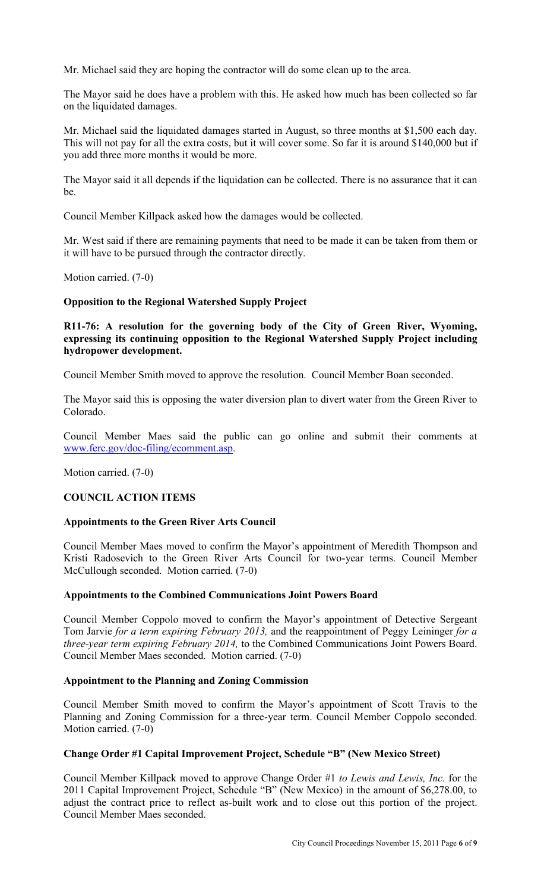Mr. Michael said they are hoping the contractor will do some clean up to the area.

The Mayor said he does have a problem with this. He asked how much has been collected so far on the liquidated damages.

Mr. Michael said the liquidated damages started in August, so three months at $1,500 each day. This will not pay for all the extra costs, but it will cover some. So far it is around $140,000 but if you add three more months it would be more.

The Mayor said it all depends if the liquidation can be collected. There is no assurance that it can be.

Council Member Killpack asked how the damages would be collected.

Mr. West said if there are remaining payments that need to be made it can be taken from them or it will have to be pursued through the contractor directly.

Motion carried. (7-0)

**Opposition to the Regional Watershed Supply Project**

**R11-76: A resolution for the governing body of the City of Green River, Wyoming, expressing its continuing opposition to the Regional Watershed Supply Project including hydropower development.**

Council Member Smith moved to approve the resolution. Council Member Boan seconded.

The Mayor said this is opposing the water diversion plan to divert water from the Green River to Colorado.

Council Member Maes said the public can go online and submit their comments at www.ferc.gov/doc-filing/ecomment.asp.

Motion carried. (7-0)

**COUNCIL ACTION ITEMS**

**Appointments to the Green River Arts Council**

Council Member Maes moved to confirm the Mayor's appointment of Meredith Thompson and Kristi Radosevich to the Green River Arts Council for two-year terms. Council Member McCullough seconded. Motion carried. (7-0)

**Appointments to the Combined Communications Joint Powers Board**

Council Member Coppolo moved to confirm the Mayor's appointment of Detective Sergeant Tom Jarvie *for a term expiring February 2013,* and the reappointment of Peggy Leininger *for a three-year term expiring February 2014,* to the Combined Communications Joint Powers Board. Council Member Maes seconded. Motion carried. (7-0)

**Appointment to the Planning and Zoning Commission**

Council Member Smith moved to confirm the Mayor's appointment of Scott Travis to the Planning and Zoning Commission for a three-year term. Council Member Coppolo seconded. Motion carried. (7-0)

**Change Order #1 Capital Improvement Project, Schedule "B" (New Mexico Street)**

Council Member Killpack moved to approve Change Order #1 *to Lewis and Lewis, Inc.* for the 2011 Capital Improvement Project, Schedule "B" (New Mexico) in the amount of $6,278.00, to adjust the contract price to reflect as-built work and to close out this portion of the project. Council Member Maes seconded.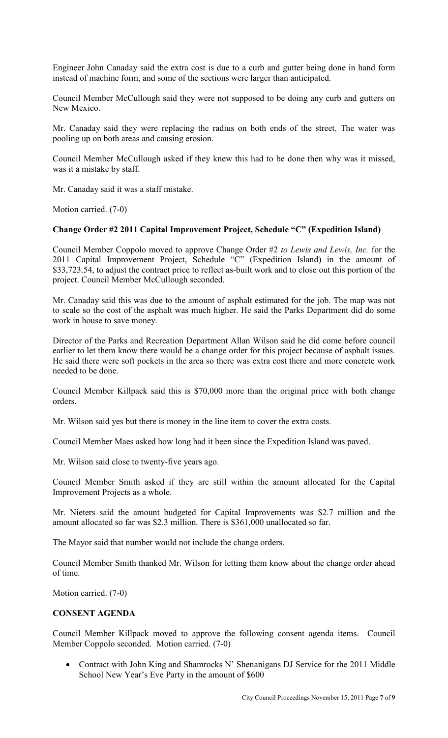Engineer John Canaday said the extra cost is due to a curb and gutter being done in hand form instead of machine form, and some of the sections were larger than anticipated.

Council Member McCullough said they were not supposed to be doing any curb and gutters on New Mexico.

Mr. Canaday said they were replacing the radius on both ends of the street. The water was pooling up on both areas and causing erosion.

Council Member McCullough asked if they knew this had to be done then why was it missed, was it a mistake by staff.

Mr. Canaday said it was a staff mistake.

Motion carried. (7-0)

**Change Order #2 2011 Capital Improvement Project, Schedule "C" (Expedition Island)**

Council Member Coppolo moved to approve Change Order #2 *to Lewis and Lewis, Inc.* for the 2011 Capital Improvement Project, Schedule "C" (Expedition Island) in the amount of $33,723.54, to adjust the contract price to reflect as-built work and to close out this portion of the project. Council Member McCullough seconded.

Mr. Canaday said this was due to the amount of asphalt estimated for the job. The map was not to scale so the cost of the asphalt was much higher. He said the Parks Department did do some work in house to save money.

Director of the Parks and Recreation Department Allan Wilson said he did come before council earlier to let them know there would be a change order for this project because of asphalt issues. He said there were soft pockets in the area so there was extra cost there and more concrete work needed to be done.

Council Member Killpack said this is $70,000 more than the original price with both change orders.

Mr. Wilson said yes but there is money in the line item to cover the extra costs.

Council Member Maes asked how long had it been since the Expedition Island was paved.

Mr. Wilson said close to twenty-five years ago.

Council Member Smith asked if they are still within the amount allocated for the Capital Improvement Projects as a whole.

Mr. Nieters said the amount budgeted for Capital Improvements was $2.7 million and the amount allocated so far was $2.3 million. There is $361,000 unallocated so far.

The Mayor said that number would not include the change orders.

Council Member Smith thanked Mr. Wilson for letting them know about the change order ahead of time.

Motion carried. (7-0)

**CONSENT AGENDA**

Council Member Killpack moved to approve the following consent agenda items. Council Member Coppolo seconded. Motion carried. (7-0)

- Contract with John King and Shamrocks N' Shenanigans DJ Service for the 2011 Middle School New Year's Eve Party in the amount of $600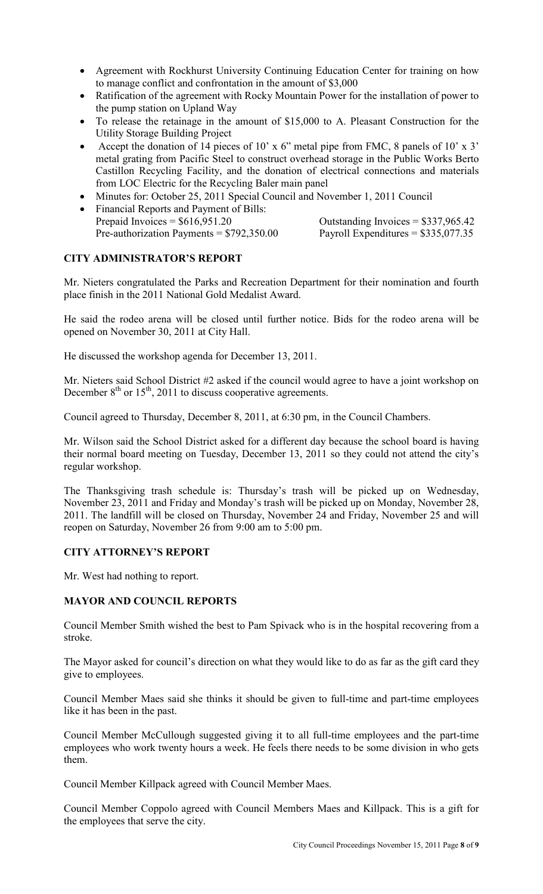- Agreement with Rockhurst University Continuing Education Center for training on how to manage conflict and confrontation in the amount of $3,000
- Ratification of the agreement with Rocky Mountain Power for the installation of power to the pump station on Upland Way
- To release the retainage in the amount of $15,000 to A. Pleasant Construction for the Utility Storage Building Project
- Accept the donation of 14 pieces of 10' x 6" metal pipe from FMC, 8 panels of 10' x 3' metal grating from Pacific Steel to construct overhead storage in the Public Works Berto Castillon Recycling Facility, and the donation of electrical connections and materials from LOC Electric for the Recycling Baler main panel
- Minutes for: October 25, 2011 Special Council and November 1, 2011 Council
- Financial Reports and Payment of Bills:
  Prepaid Invoices = $616,951.20 Outstanding Invoices = $337,965.42
  Pre-authorization Payments = $792,350.00 Payroll Expenditures = $335,077.35

## CITY ADMINISTRATOR'S REPORT

Mr. Nieters congratulated the Parks and Recreation Department for their nomination and fourth place finish in the 2011 National Gold Medalist Award.

He said the rodeo arena will be closed until further notice. Bids for the rodeo arena will be opened on November 30, 2011 at City Hall.

He discussed the workshop agenda for December 13, 2011.

Mr. Nieters said School District #2 asked if the council would agree to have a joint workshop on December 8th or 15th, 2011 to discuss cooperative agreements.

Council agreed to Thursday, December 8, 2011, at 6:30 pm, in the Council Chambers.

Mr. Wilson said the School District asked for a different day because the school board is having their normal board meeting on Tuesday, December 13, 2011 so they could not attend the city's regular workshop.

The Thanksgiving trash schedule is: Thursday's trash will be picked up on Wednesday, November 23, 2011 and Friday and Monday's trash will be picked up on Monday, November 28, 2011. The landfill will be closed on Thursday, November 24 and Friday, November 25 and will reopen on Saturday, November 26 from 9:00 am to 5:00 pm.

## CITY ATTORNEY'S REPORT

Mr. West had nothing to report.

## MAYOR AND COUNCIL REPORTS

Council Member Smith wished the best to Pam Spivack who is in the hospital recovering from a stroke.

The Mayor asked for council's direction on what they would like to do as far as the gift card they give to employees.

Council Member Maes said she thinks it should be given to full-time and part-time employees like it has been in the past.

Council Member McCullough suggested giving it to all full-time employees and the part-time employees who work twenty hours a week. He feels there needs to be some division in who gets them.

Council Member Killpack agreed with Council Member Maes.

Council Member Coppolo agreed with Council Members Maes and Killpack. This is a gift for the employees that serve the city.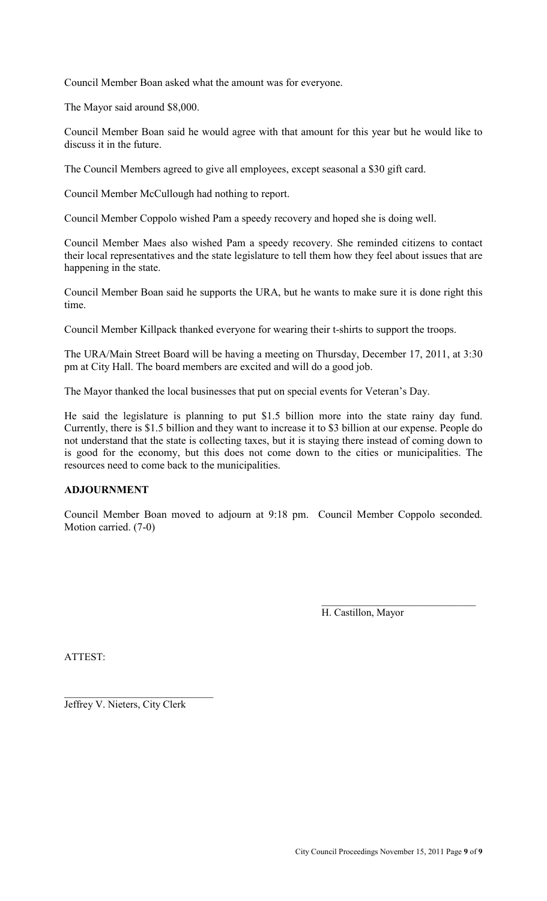Council Member Boan asked what the amount was for everyone.

The Mayor said around $8,000.

Council Member Boan said he would agree with that amount for this year but he would like to discuss it in the future.

The Council Members agreed to give all employees, except seasonal a $30 gift card.

Council Member McCullough had nothing to report.

Council Member Coppolo wished Pam a speedy recovery and hoped she is doing well.

Council Member Maes also wished Pam a speedy recovery. She reminded citizens to contact their local representatives and the state legislature to tell them how they feel about issues that are happening in the state.

Council Member Boan said he supports the URA, but he wants to make sure it is done right this time.

Council Member Killpack thanked everyone for wearing their t-shirts to support the troops.

The URA/Main Street Board will be having a meeting on Thursday, December 17, 2011, at 3:30 pm at City Hall. The board members are excited and will do a good job.

The Mayor thanked the local businesses that put on special events for Veteran's Day.

He said the legislature is planning to put $1.5 billion more into the state rainy day fund. Currently, there is $1.5 billion and they want to increase it to $3 billion at our expense. People do not understand that the state is collecting taxes, but it is staying there instead of coming down to is good for the economy, but this does not come down to the cities or municipalities. The resources need to come back to the municipalities.

**ADJOURNMENT**

Council Member Boan moved to adjourn at 9:18 pm. Council Member Coppolo seconded. Motion carried. (7-0)

\_\_\_\_\_\_\_\_\_\_\_\_\_\_\_\_\_\_\_\_\_\_\_\_\_\_\_\_\_\_

H. Castillon, Mayor

ATTEST:

\_\_\_\_\_\_\_\_\_\_\_\_\_\_\_\_\_\_\_\_\_\_\_\_\_\_\_\_\_\_

Jeffrey V. Nieters, City Clerk